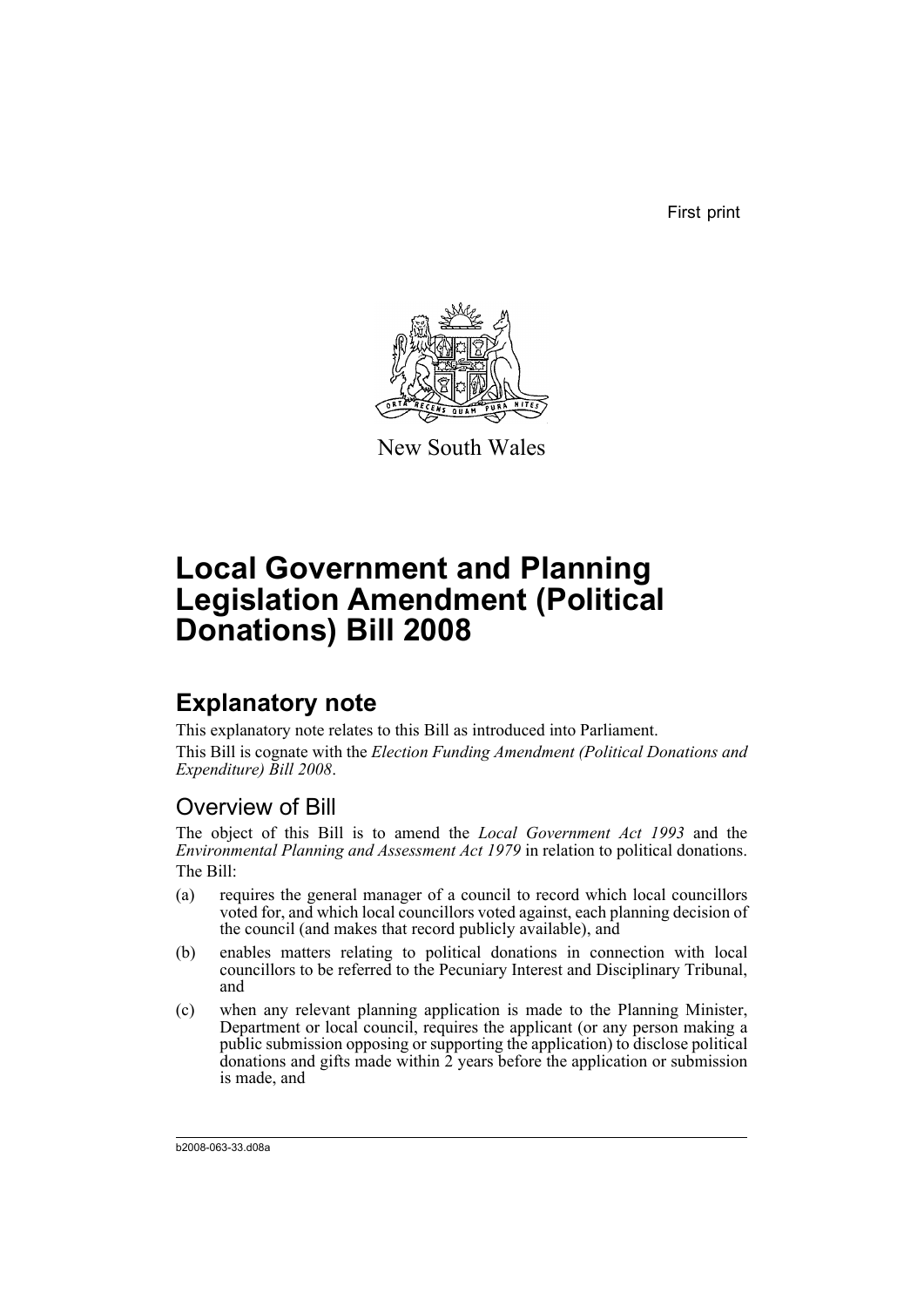First print

New South Wales

# Local Government and Planning Legislation Amendment (Political Donations) Bill 2008

## Explanatory note

This explanatory note relates to this Bill as introduced into Parliament.

This Bill is cognate with the *Election Funding Amendment (Political Donations and Expenditure) Bill 2008*.

### Overview of Bill

The object of this Bill is to amend the *Local Government Act 1993* and the *Environmental Planning and Assessment Act 1979* in relation to political donations.

The Bill:

(a) requires the general manager of a council to record which local councillors voted for, and which local councillors voted against, each planning decision of the council (and makes that record publicly available), and

(b) enables matters relating to political donations in connection with local councillors to be referred to the Pecuniary Interest and Disciplinary Tribunal, and

(c) when any relevant planning application is made to the Planning Minister, Department or local council, requires the applicant (or any person making a public submission opposing or supporting the application) to disclose political donations and gifts made within 2 years before the application or submission is made, and

b2008-063-33.d08a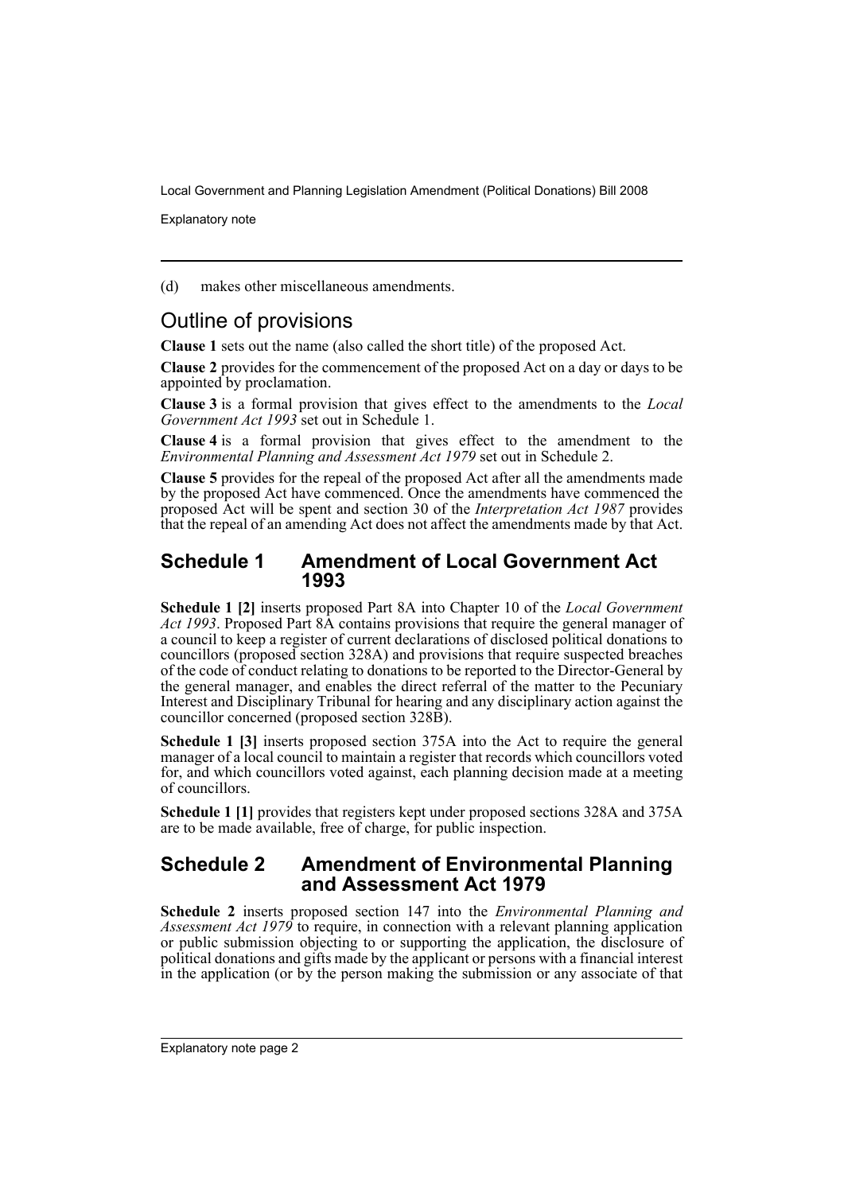(d) makes other miscellaneous amendments.

## Outline of provisions

**Clause 1** sets out the name (also called the short title) of the proposed Act.

**Clause 2** provides for the commencement of the proposed Act on a day or days to be appointed by proclamation.

**Clause 3** is a formal provision that gives effect to the amendments to the *Local Government Act 1993* set out in Schedule 1.

**Clause 4** is a formal provision that gives effect to the amendment to the *Environmental Planning and Assessment Act 1979* set out in Schedule 2.

**Clause 5** provides for the repeal of the proposed Act after all the amendments made by the proposed Act have commenced. Once the amendments have commenced the proposed Act will be spent and section 30 of the *Interpretation Act 1987* provides that the repeal of an amending Act does not affect the amendments made by that Act.

### Schedule 1 Amendment of Local Government Act 1993

**Schedule 1 [2]** inserts proposed Part 8A into Chapter 10 of the *Local Government Act 1993*. Proposed Part 8A contains provisions that require the general manager of a council to keep a register of current declarations of disclosed political donations to councillors (proposed section 328A) and provisions that require suspected breaches of the code of conduct relating to donations to be reported to the Director-General by the general manager, and enables the direct referral of the matter to the Pecuniary Interest and Disciplinary Tribunal for hearing and any disciplinary action against the councillor concerned (proposed section 328B).

**Schedule 1 [3]** inserts proposed section 375A into the Act to require the general manager of a local council to maintain a register that records which councillors voted for, and which councillors voted against, each planning decision made at a meeting of councillors.

**Schedule 1 [1]** provides that registers kept under proposed sections 328A and 375A are to be made available, free of charge, for public inspection.

### Schedule 2 Amendment of Environmental Planning and Assessment Act 1979

**Schedule 2** inserts proposed section 147 into the *Environmental Planning and Assessment Act 1979* to require, in connection with a relevant planning application or public submission objecting to or supporting the application, the disclosure of political donations and gifts made by the applicant or persons with a financial interest in the application (or by the person making the submission or any associate of that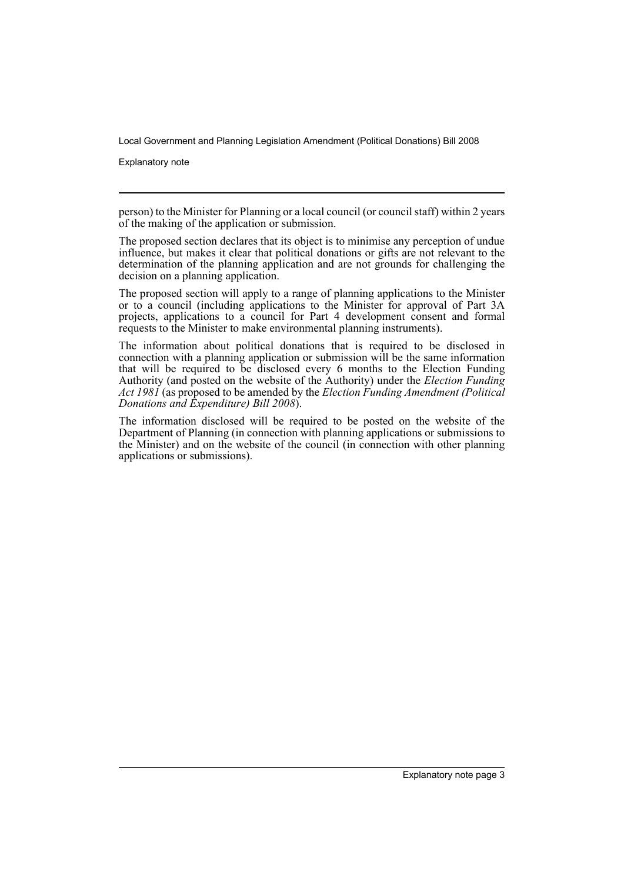person) to the Minister for Planning or a local council (or council staff) within 2 years of the making of the application or submission.

The proposed section declares that its object is to minimise any perception of undue influence, but makes it clear that political donations or gifts are not relevant to the determination of the planning application and are not grounds for challenging the decision on a planning application.

The proposed section will apply to a range of planning applications to the Minister or to a council (including applications to the Minister for approval of Part 3A projects, applications to a council for Part 4 development consent and formal requests to the Minister to make environmental planning instruments).

The information about political donations that is required to be disclosed in connection with a planning application or submission will be the same information that will be required to be disclosed every 6 months to the Election Funding Authority (and posted on the website of the Authority) under the *Election Funding Act 1981* (as proposed to be amended by the *Election Funding Amendment (Political Donations and Expenditure) Bill 2008*).

The information disclosed will be required to be posted on the website of the Department of Planning (in connection with planning applications or submissions to the Minister) and on the website of the council (in connection with other planning applications or submissions).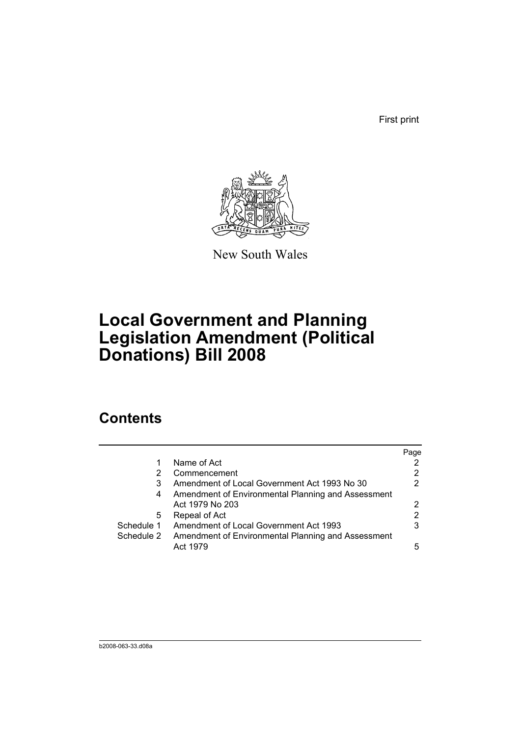First print

New South Wales

# Local Government and Planning Legislation Amendment (Political Donations) Bill 2008

## Contents

| | | Page |
|---|---|---|
| 1 | Name of Act | 2 |
| 2 | Commencement | 2 |
| 3 | Amendment of Local Government Act 1993 No 30 | 2 |
| 4 | Amendment of Environmental Planning and Assessment Act 1979 No 203 | 2 |
| 5 | Repeal of Act | 2 |
| Schedule 1 | Amendment of Local Government Act 1993 | 3 |
| Schedule 2 | Amendment of Environmental Planning and Assessment Act 1979 | 5 |

b2008-063-33.d08a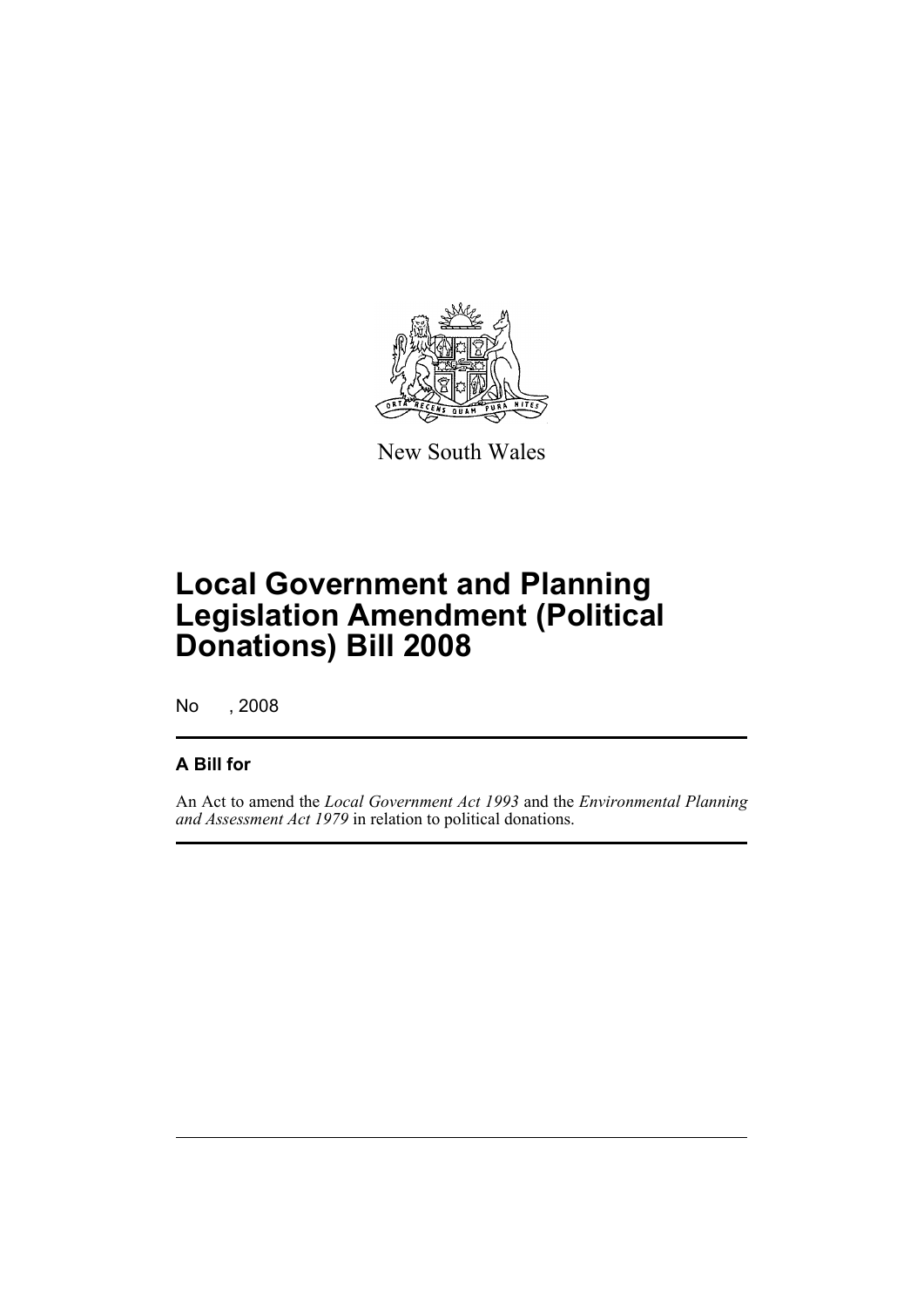New South Wales

# Local Government and Planning Legislation Amendment (Political Donations) Bill 2008

No , 2008

## A Bill for

An Act to amend the *Local Government Act 1993* and the *Environmental Planning and Assessment Act 1979* in relation to political donations.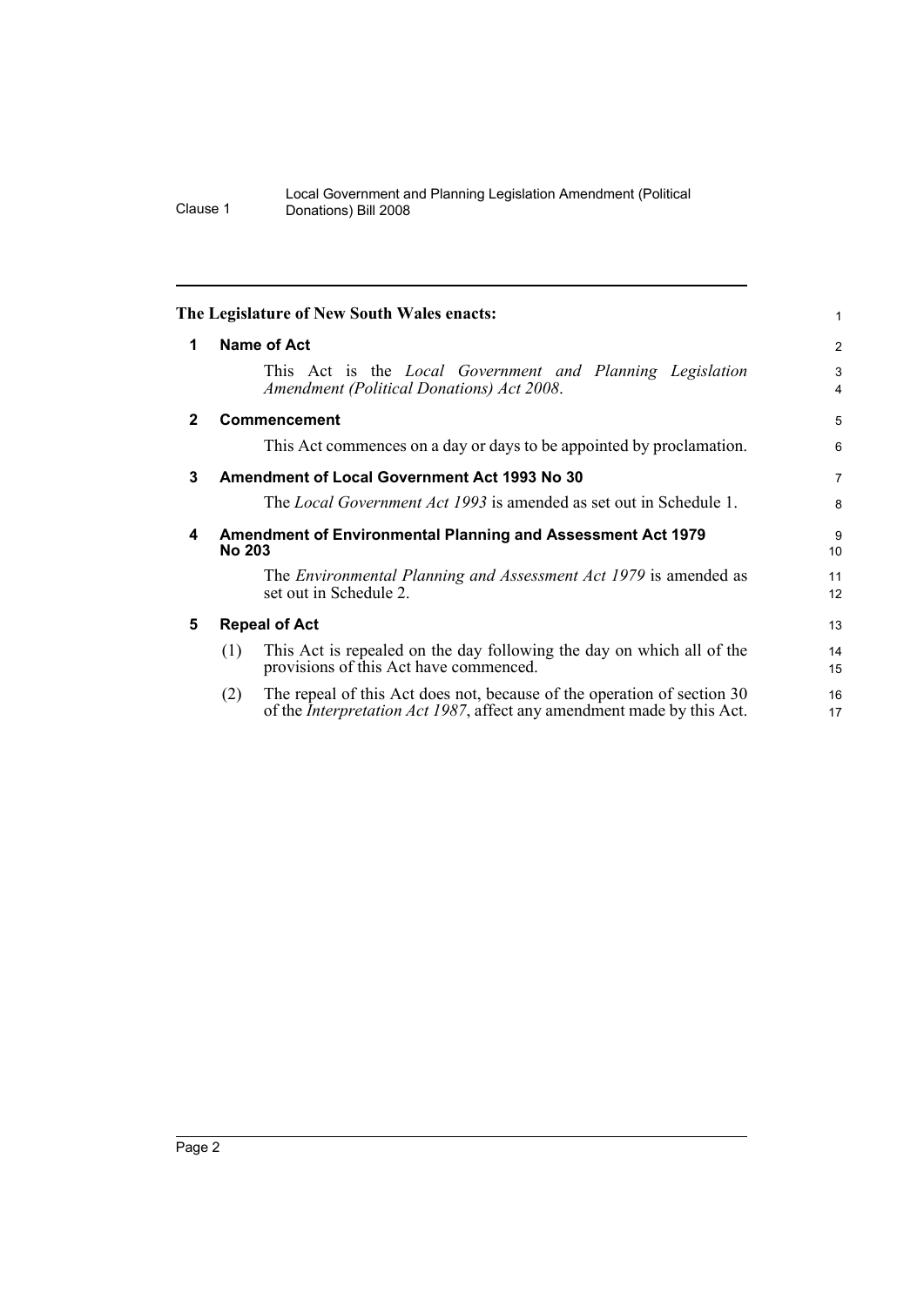**The Legislature of New South Wales enacts:**

### 1 Name of Act

This Act is the *Local Government and Planning Legislation Amendment (Political Donations) Act 2008*.

### 2 Commencement

This Act commences on a day or days to be appointed by proclamation.

### 3 Amendment of Local Government Act 1993 No 30

The *Local Government Act 1993* is amended as set out in Schedule 1.

### 4 Amendment of Environmental Planning and Assessment Act 1979 No 203

The *Environmental Planning and Assessment Act 1979* is amended as set out in Schedule 2.

### 5 Repeal of Act

(1) This Act is repealed on the day following the day on which all of the provisions of this Act have commenced.

(2) The repeal of this Act does not, because of the operation of section 30 of the *Interpretation Act 1987*, affect any amendment made by this Act.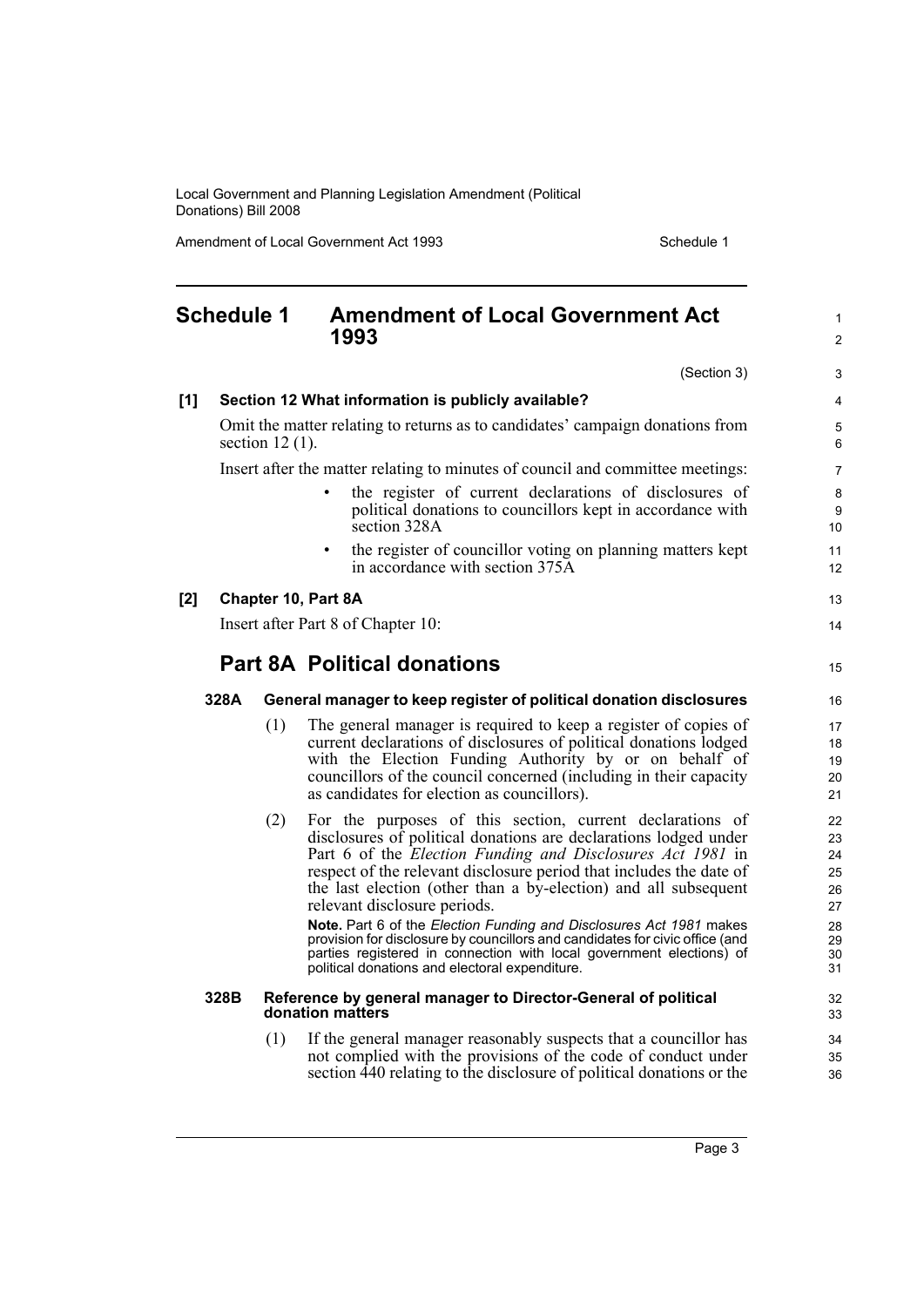## Schedule 1 Amendment of Local Government Act 1993

(Section 3)

**[1] Section 12 What information is publicly available?**

Omit the matter relating to returns as to candidates' campaign donations from section 12 (1).

Insert after the matter relating to minutes of council and committee meetings:

- the register of current declarations of disclosures of political donations to councillors kept in accordance with section 328A
- the register of councillor voting on planning matters kept in accordance with section 375A

**[2] Chapter 10, Part 8A**

Insert after Part 8 of Chapter 10:

## Part 8A Political donations

**328A General manager to keep register of political donation disclosures**

(1) The general manager is required to keep a register of copies of current declarations of disclosures of political donations lodged with the Election Funding Authority by or on behalf of councillors of the council concerned (including in their capacity as candidates for election as councillors).

(2) For the purposes of this section, current declarations of disclosures of political donations are declarations lodged under Part 6 of the *Election Funding and Disclosures Act 1981* in respect of the relevant disclosure period that includes the date of the last election (other than a by-election) and all subsequent relevant disclosure periods.

**Note.** Part 6 of the *Election Funding and Disclosures Act 1981* makes provision for disclosure by councillors and candidates for civic office (and parties registered in connection with local government elections) of political donations and electoral expenditure.

**328B Reference by general manager to Director-General of political donation matters**

(1) If the general manager reasonably suspects that a councillor has not complied with the provisions of the code of conduct under section 440 relating to the disclosure of political donations or the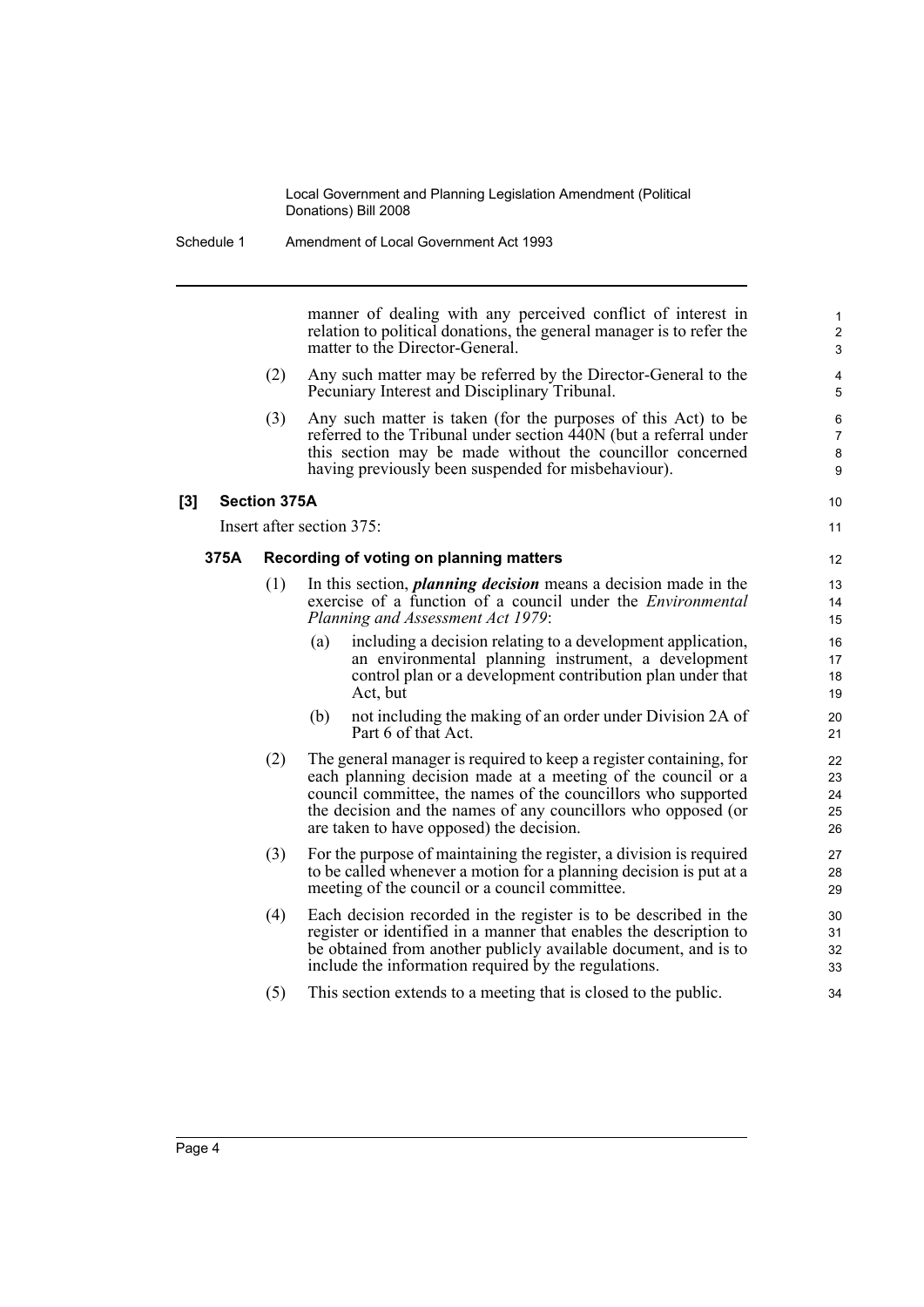manner of dealing with any perceived conflict of interest in relation to political donations, the general manager is to refer the matter to the Director-General.

(2) Any such matter may be referred by the Director-General to the Pecuniary Interest and Disciplinary Tribunal.

(3) Any such matter is taken (for the purposes of this Act) to be referred to the Tribunal under section 440N (but a referral under this section may be made without the councillor concerned having previously been suspended for misbehaviour).

**[3] Section 375A**

Insert after section 375:

**375A Recording of voting on planning matters**

(1) In this section, ***planning decision*** means a decision made in the exercise of a function of a council under the *Environmental Planning and Assessment Act 1979*:

(a) including a decision relating to a development application, an environmental planning instrument, a development control plan or a development contribution plan under that Act, but

(b) not including the making of an order under Division 2A of Part 6 of that Act.

(2) The general manager is required to keep a register containing, for each planning decision made at a meeting of the council or a council committee, the names of the councillors who supported the decision and the names of any councillors who opposed (or are taken to have opposed) the decision.

(3) For the purpose of maintaining the register, a division is required to be called whenever a motion for a planning decision is put at a meeting of the council or a council committee.

(4) Each decision recorded in the register is to be described in the register or identified in a manner that enables the description to be obtained from another publicly available document, and is to include the information required by the regulations.

(5) This section extends to a meeting that is closed to the public.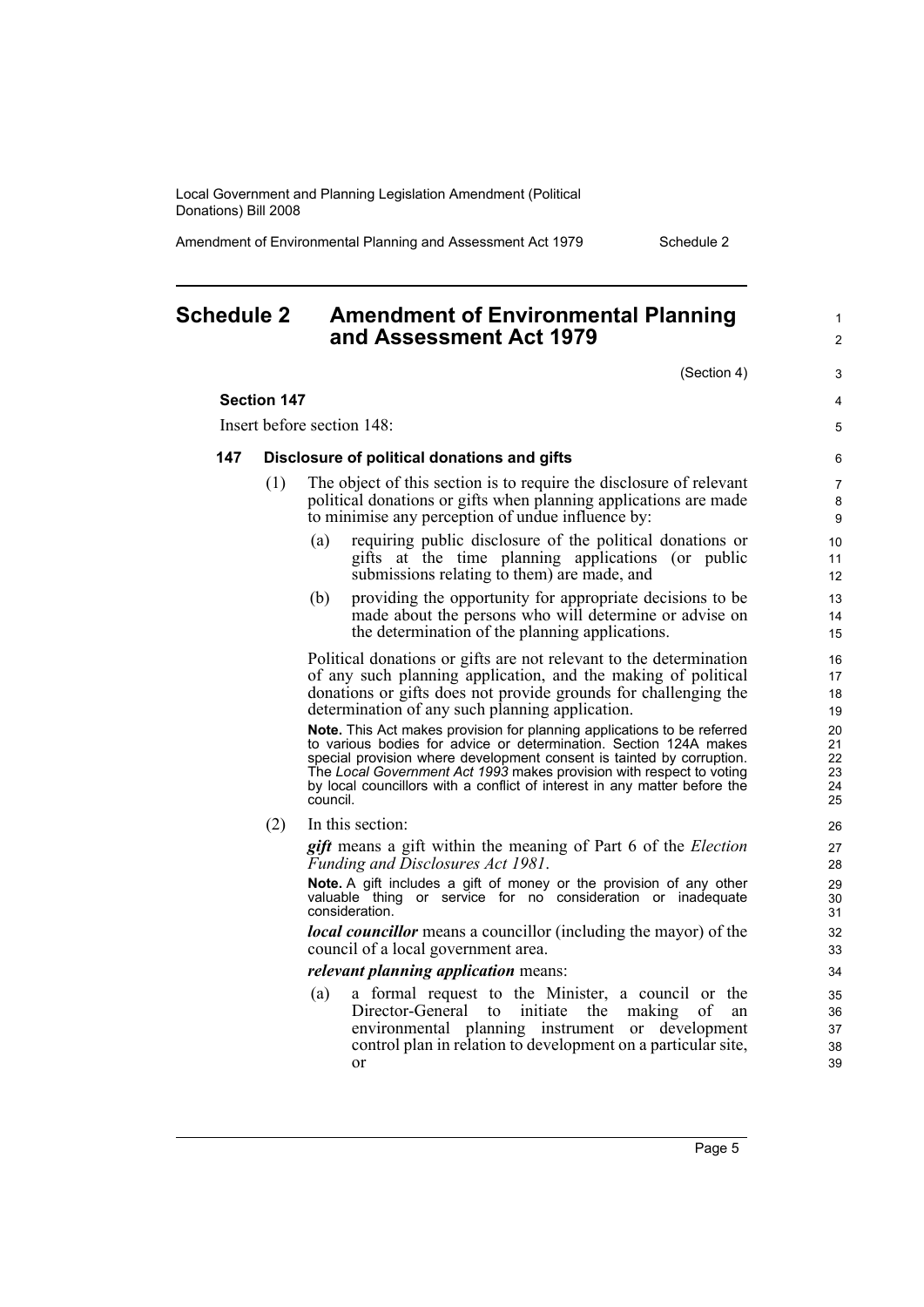# Schedule 2 Amendment of Environmental Planning and Assessment Act 1979

(Section 4)

**Section 147**

Insert before section 148:

**147 Disclosure of political donations and gifts**

(1) The object of this section is to require the disclosure of relevant political donations or gifts when planning applications are made to minimise any perception of undue influence by:

(a) requiring public disclosure of the political donations or gifts at the time planning applications (or public submissions relating to them) are made, and

(b) providing the opportunity for appropriate decisions to be made about the persons who will determine or advise on the determination of the planning applications.

Political donations or gifts are not relevant to the determination of any such planning application, and the making of political donations or gifts does not provide grounds for challenging the determination of any such planning application.

**Note.** This Act makes provision for planning applications to be referred to various bodies for advice or determination. Section 124A makes special provision where development consent is tainted by corruption. The *Local Government Act 1993* makes provision with respect to voting by local councillors with a conflict of interest in any matter before the council.

(2) In this section:

***gift*** means a gift within the meaning of Part 6 of the *Election Funding and Disclosures Act 1981*.

**Note.** A gift includes a gift of money or the provision of any other valuable thing or service for no consideration or inadequate consideration.

***local councillor*** means a councillor (including the mayor) of the council of a local government area.

***relevant planning application*** means:

(a) a formal request to the Minister, a council or the Director-General to initiate the making of an environmental planning instrument or development control plan in relation to development on a particular site, or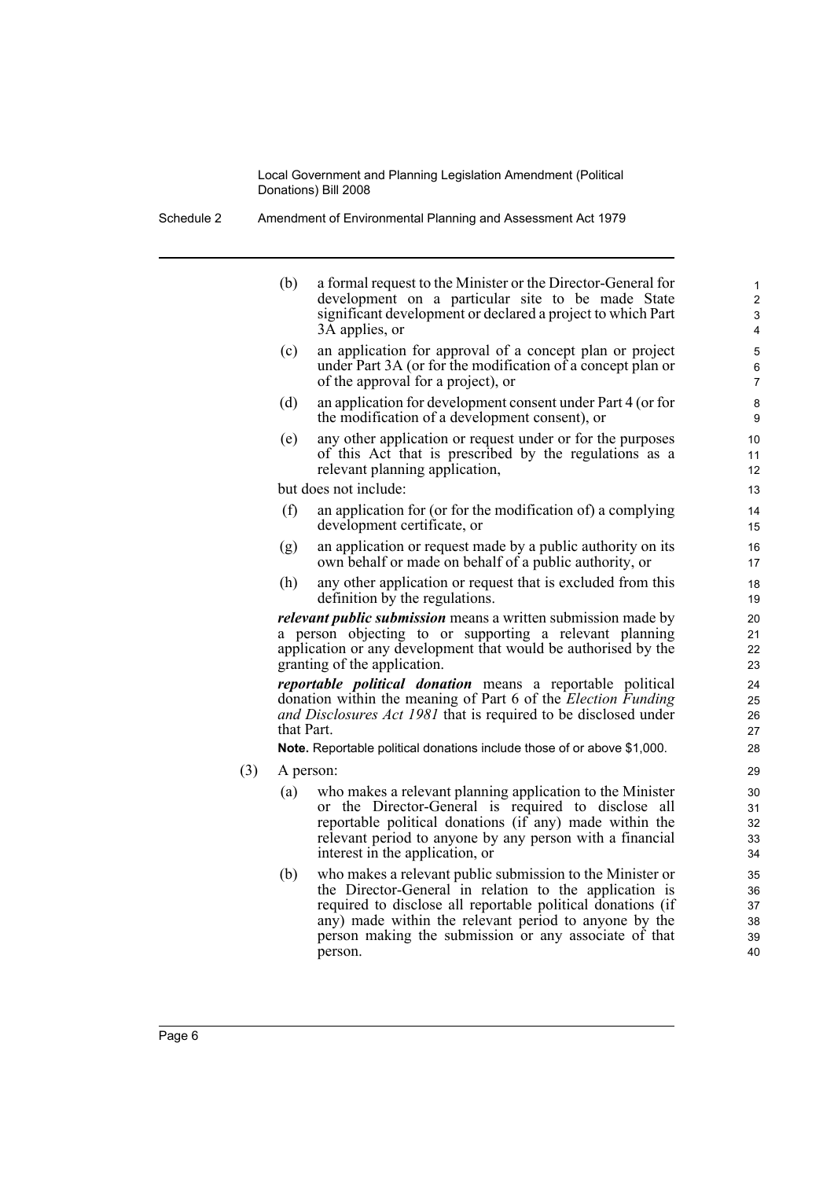(b) a formal request to the Minister or the Director-General for development on a particular site to be made State significant development or declared a project to which Part 3A applies, or

(c) an application for approval of a concept plan or project under Part 3A (or for the modification of a concept plan or of the approval for a project), or

(d) an application for development consent under Part 4 (or for the modification of a development consent), or

(e) any other application or request under or for the purposes of this Act that is prescribed by the regulations as a relevant planning application,

but does not include:

(f) an application for (or for the modification of) a complying development certificate, or

(g) an application or request made by a public authority on its own behalf or made on behalf of a public authority, or

(h) any other application or request that is excluded from this definition by the regulations.

***relevant public submission*** means a written submission made by a person objecting to or supporting a relevant planning application or any development that would be authorised by the granting of the application.

***reportable political donation*** means a reportable political donation within the meaning of Part 6 of the *Election Funding and Disclosures Act 1981* that is required to be disclosed under that Part.

**Note.** Reportable political donations include those of or above $1,000.

(3) A person:

(a) who makes a relevant planning application to the Minister or the Director-General is required to disclose all reportable political donations (if any) made within the relevant period to anyone by any person with a financial interest in the application, or

(b) who makes a relevant public submission to the Minister or the Director-General in relation to the application is required to disclose all reportable political donations (if any) made within the relevant period to anyone by the person making the submission or any associate of that person.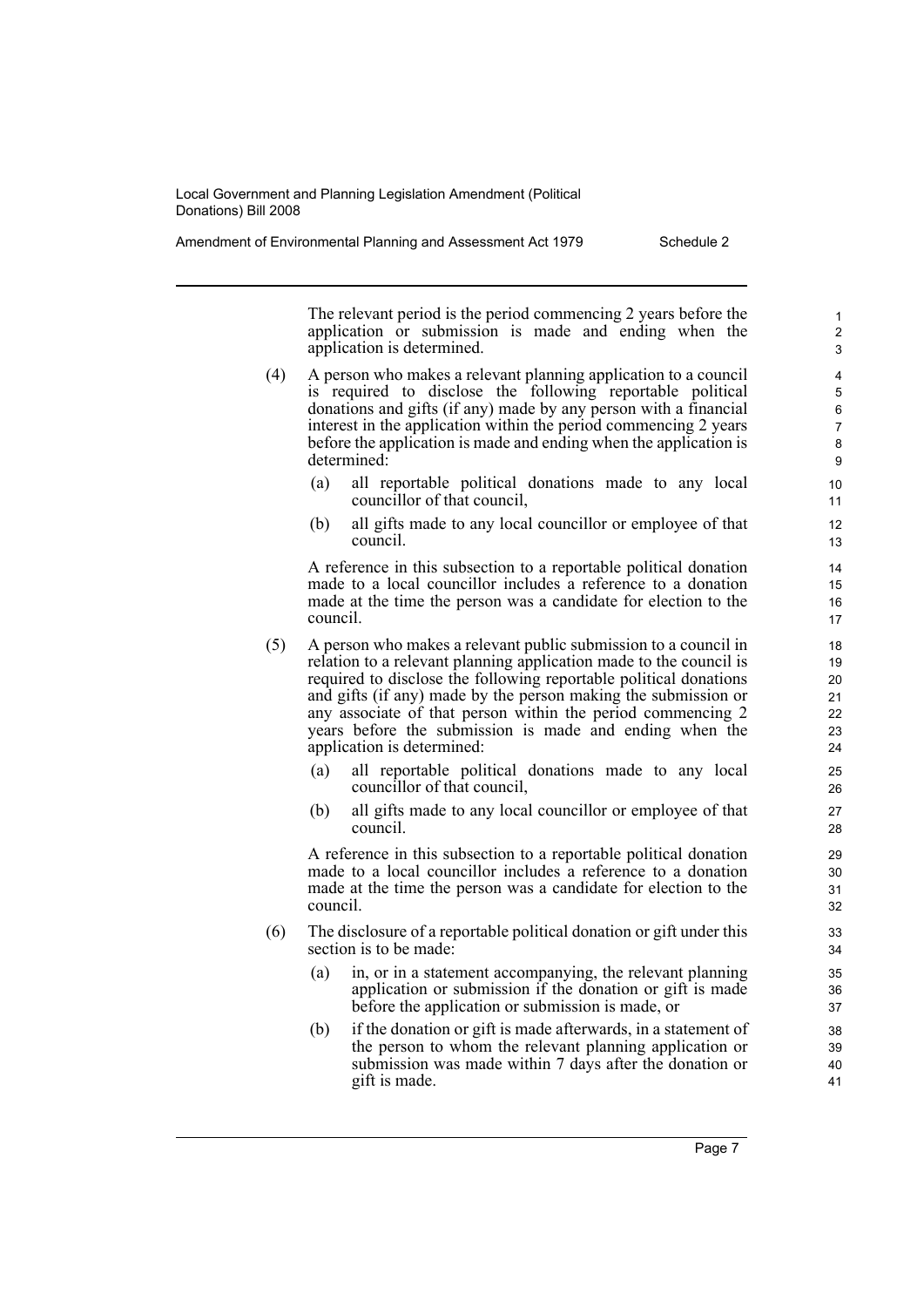The relevant period is the period commencing 2 years before the application or submission is made and ending when the application is determined.

(4) A person who makes a relevant planning application to a council is required to disclose the following reportable political donations and gifts (if any) made by any person with a financial interest in the application within the period commencing 2 years before the application is made and ending when the application is determined:

  (a) all reportable political donations made to any local councillor of that council,

  (b) all gifts made to any local councillor or employee of that council.

  A reference in this subsection to a reportable political donation made to a local councillor includes a reference to a donation made at the time the person was a candidate for election to the council.

(5) A person who makes a relevant public submission to a council in relation to a relevant planning application made to the council is required to disclose the following reportable political donations and gifts (if any) made by the person making the submission or any associate of that person within the period commencing 2 years before the submission is made and ending when the application is determined:

  (a) all reportable political donations made to any local councillor of that council,

  (b) all gifts made to any local councillor or employee of that council.

  A reference in this subsection to a reportable political donation made to a local councillor includes a reference to a donation made at the time the person was a candidate for election to the council.

(6) The disclosure of a reportable political donation or gift under this section is to be made:

  (a) in, or in a statement accompanying, the relevant planning application or submission if the donation or gift is made before the application or submission is made, or

  (b) if the donation or gift is made afterwards, in a statement of the person to whom the relevant planning application or submission was made within 7 days after the donation or gift is made.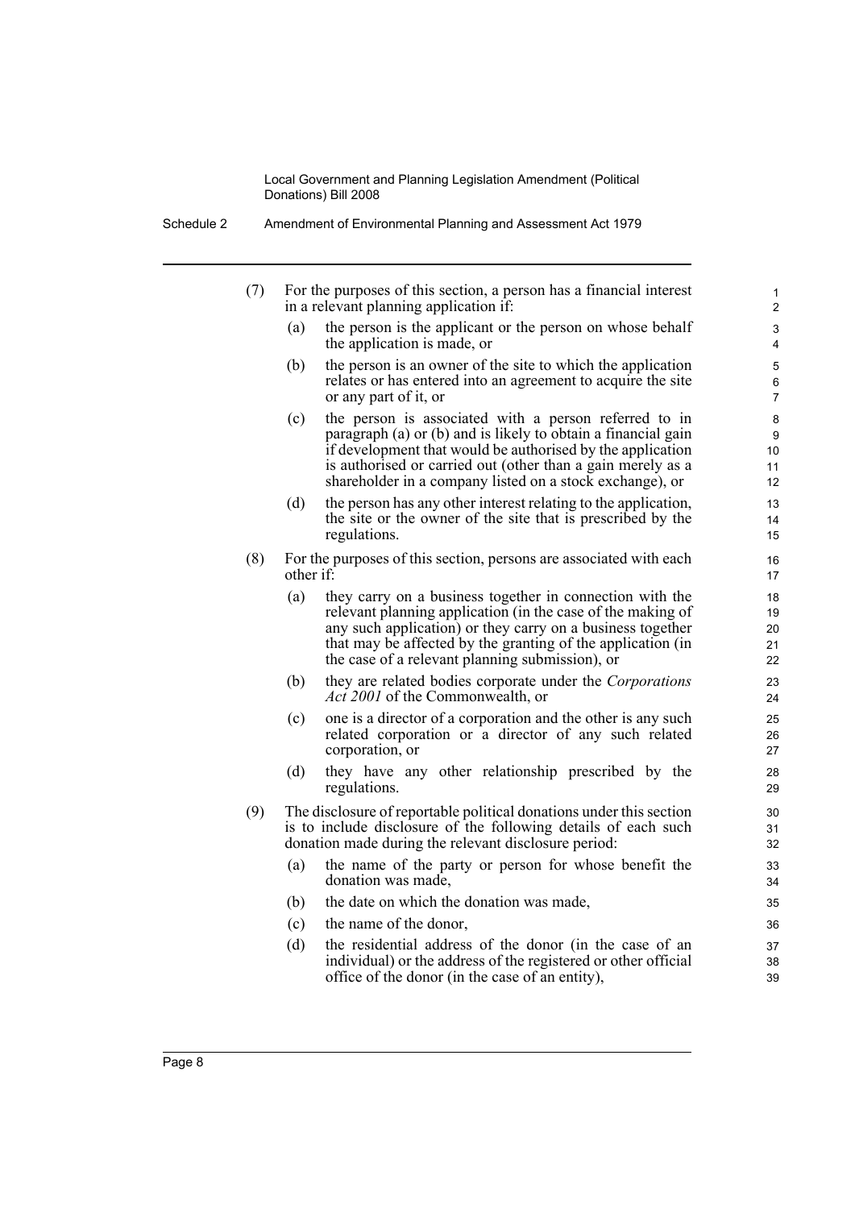(7) For the purposes of this section, a person has a financial interest in a relevant planning application if:

(a) the person is the applicant or the person on whose behalf the application is made, or

(b) the person is an owner of the site to which the application relates or has entered into an agreement to acquire the site or any part of it, or

(c) the person is associated with a person referred to in paragraph (a) or (b) and is likely to obtain a financial gain if development that would be authorised by the application is authorised or carried out (other than a gain merely as a shareholder in a company listed on a stock exchange), or

(d) the person has any other interest relating to the application, the site or the owner of the site that is prescribed by the regulations.

(8) For the purposes of this section, persons are associated with each other if:

(a) they carry on a business together in connection with the relevant planning application (in the case of the making of any such application) or they carry on a business together that may be affected by the granting of the application (in the case of a relevant planning submission), or

(b) they are related bodies corporate under the *Corporations Act 2001* of the Commonwealth, or

(c) one is a director of a corporation and the other is any such related corporation or a director of any such related corporation, or

(d) they have any other relationship prescribed by the regulations.

(9) The disclosure of reportable political donations under this section is to include disclosure of the following details of each such donation made during the relevant disclosure period:

(a) the name of the party or person for whose benefit the donation was made,

(b) the date on which the donation was made,

(c) the name of the donor,

(d) the residential address of the donor (in the case of an individual) or the address of the registered or other official office of the donor (in the case of an entity),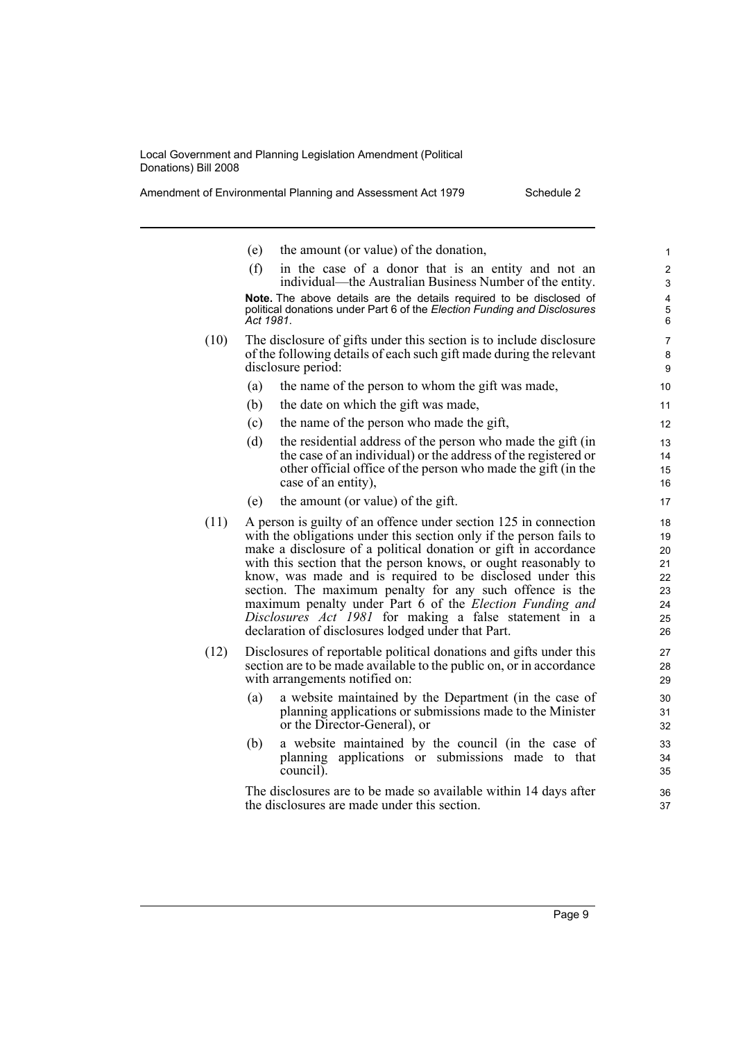(e) the amount (or value) of the donation,

(f) in the case of a donor that is an entity and not an individual—the Australian Business Number of the entity.

**Note.** The above details are the details required to be disclosed of political donations under Part 6 of the *Election Funding and Disclosures Act 1981*.

(10) The disclosure of gifts under this section is to include disclosure of the following details of each such gift made during the relevant disclosure period:

(a) the name of the person to whom the gift was made,

(b) the date on which the gift was made,

(c) the name of the person who made the gift,

(d) the residential address of the person who made the gift (in the case of an individual) or the address of the registered or other official office of the person who made the gift (in the case of an entity),

(e) the amount (or value) of the gift.

(11) A person is guilty of an offence under section 125 in connection with the obligations under this section only if the person fails to make a disclosure of a political donation or gift in accordance with this section that the person knows, or ought reasonably to know, was made and is required to be disclosed under this section. The maximum penalty for any such offence is the maximum penalty under Part 6 of the *Election Funding and Disclosures Act 1981* for making a false statement in a declaration of disclosures lodged under that Part.

(12) Disclosures of reportable political donations and gifts under this section are to be made available to the public on, or in accordance with arrangements notified on:

(a) a website maintained by the Department (in the case of planning applications or submissions made to the Minister or the Director-General), or

(b) a website maintained by the council (in the case of planning applications or submissions made to that council).

The disclosures are to be made so available within 14 days after the disclosures are made under this section.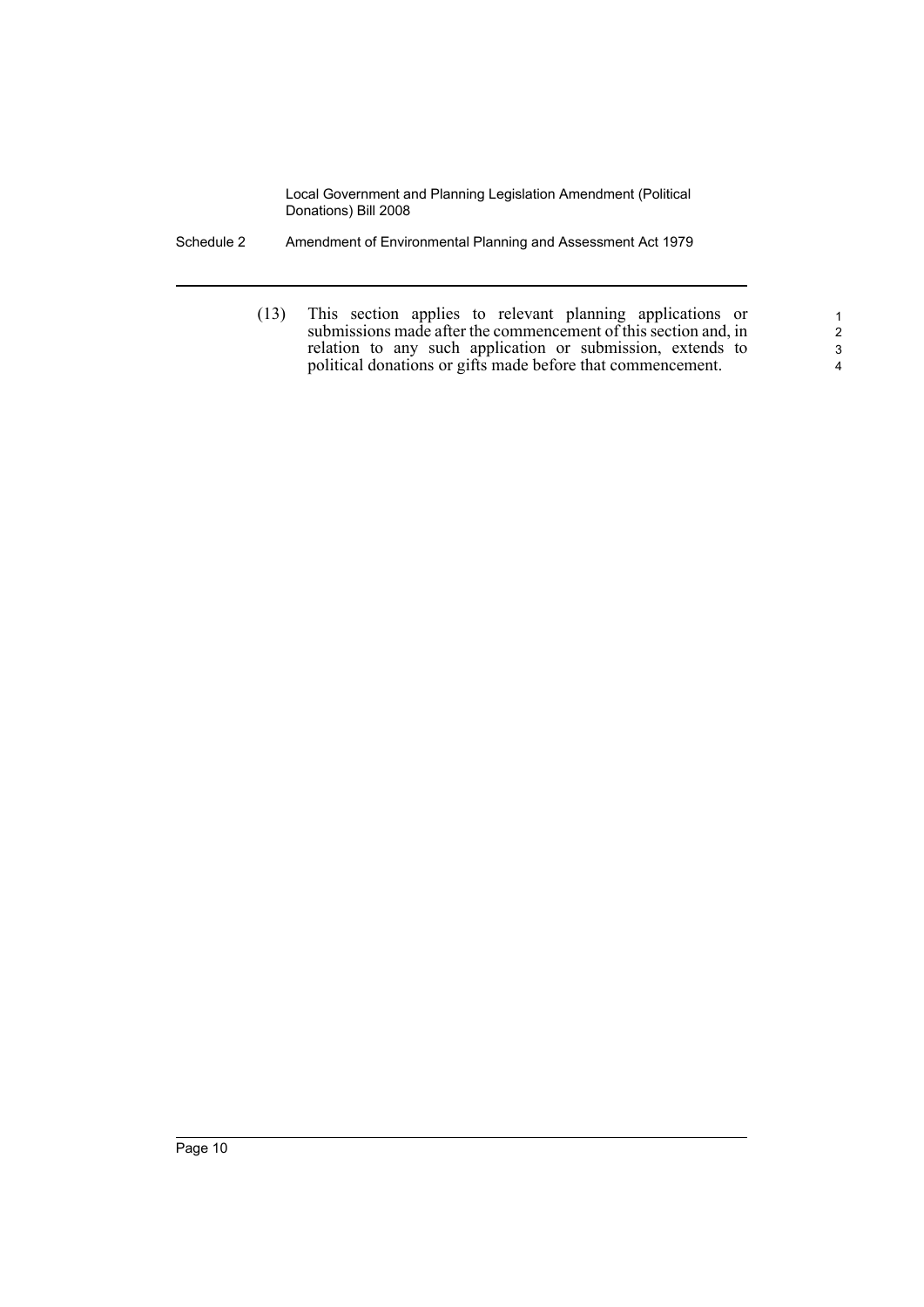(13) This section applies to relevant planning applications or submissions made after the commencement of this section and, in relation to any such application or submission, extends to political donations or gifts made before that commencement.